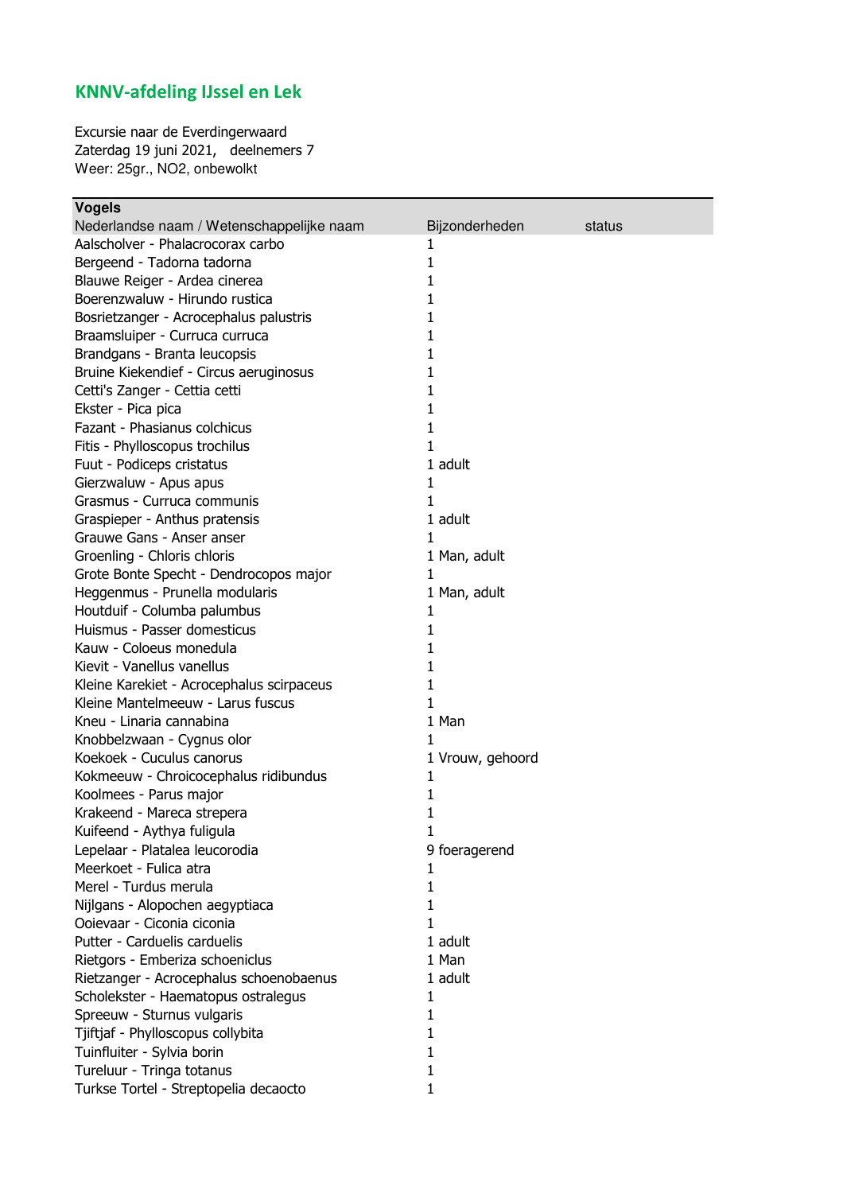## KNNV-afdeling IJssel en Lek

Excursie naar de Everdingerwaard
Zaterdag 19 juni 2021,   deelnemers 7
Weer: 25gr., NO2, onbewolkt

| **Vogels** | | |
|---|---|---|
| Nederlandse naam / Wetenschappelijke naam | Bijzonderheden | status |
| Aalscholver - Phalacrocorax carbo | 1 | |
| Bergeend - Tadorna tadorna | 1 | |
| Blauwe Reiger - Ardea cinerea | 1 | |
| Boerenzwaluw - Hirundo rustica | 1 | |
| Bosrietzanger - Acrocephalus palustris | 1 | |
| Braamsluiper - Curruca curruca | 1 | |
| Brandgans - Branta leucopsis | 1 | |
| Bruine Kiekendief - Circus aeruginosus | 1 | |
| Cetti's Zanger - Cettia cetti | 1 | |
| Ekster - Pica pica | 1 | |
| Fazant - Phasianus colchicus | 1 | |
| Fitis - Phylloscopus trochilus | 1 | |
| Fuut - Podiceps cristatus | 1 adult | |
| Gierzwaluw - Apus apus | 1 | |
| Grasmus - Curruca communis | 1 | |
| Graspieper - Anthus pratensis | 1 adult | |
| Grauwe Gans - Anser anser | 1 | |
| Groenling - Chloris chloris | 1 Man, adult | |
| Grote Bonte Specht - Dendrocopos major | 1 | |
| Heggenmus - Prunella modularis | 1 Man, adult | |
| Houtduif - Columba palumbus | 1 | |
| Huismus - Passer domesticus | 1 | |
| Kauw - Coloeus monedula | 1 | |
| Kievit - Vanellus vanellus | 1 | |
| Kleine Karekiet - Acrocephalus scirpaceus | 1 | |
| Kleine Mantelmeeuw - Larus fuscus | 1 | |
| Kneu - Linaria cannabina | 1 Man | |
| Knobbelzwaan - Cygnus olor | 1 | |
| Koekoek - Cuculus canorus | 1 Vrouw, gehoord | |
| Kokmeeuw - Chroicocephalus ridibundus | 1 | |
| Koolmees - Parus major | 1 | |
| Krakeend - Mareca strepera | 1 | |
| Kuifeend - Aythya fuligula | 1 | |
| Lepelaar - Platalea leucorodia | 9 foeragerend | |
| Meerkoet - Fulica atra | 1 | |
| Merel - Turdus merula | 1 | |
| Nijlgans - Alopochen aegyptiaca | 1 | |
| Ooievaar - Ciconia ciconia | 1 | |
| Putter - Carduelis carduelis | 1 adult | |
| Rietgors - Emberiza schoeniclus | 1 Man | |
| Rietzanger - Acrocephalus schoenobaenus | 1 adult | |
| Scholekster - Haematopus ostralegus | 1 | |
| Spreeuw - Sturnus vulgaris | 1 | |
| Tjiftjaf - Phylloscopus collybita | 1 | |
| Tuinfluiter - Sylvia borin | 1 | |
| Tureluur - Tringa totanus | 1 | |
| Turkse Tortel - Streptopelia decaocto | 1 | |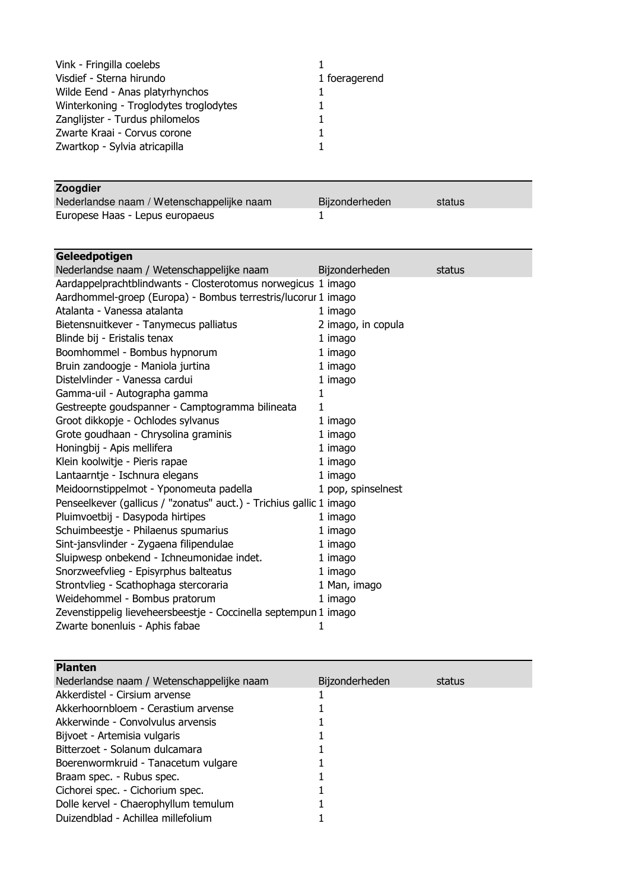| | | |
|---|---|---|
| Vink - Fringilla coelebs | 1 | |
| Visdief - Sterna hirundo | 1 foeragerend | |
| Wilde Eend - Anas platyrhynchos | 1 | |
| Winterkoning - Troglodytes troglodytes | 1 | |
| Zanglijster - Turdus philomelos | 1 | |
| Zwarte Kraai - Corvus corone | 1 | |
| Zwartkop - Sylvia atricapilla | 1 | |

**Zoogdier**

| Nederlandse naam / Wetenschappelijke naam | Bijzonderheden | status |
|---|---|---|
| Europese Haas - Lepus europaeus | 1 | |

**Geleedpotigen**

| Nederlandse naam / Wetenschappelijke naam | Bijzonderheden | status |
|---|---|---|
| Aardappelprachtblindwants - Closterotomus norwegicus | 1 imago | |
| Aardhommel-groep (Europa) - Bombus terrestris/lucorur | 1 imago | |
| Atalanta - Vanessa atalanta | 1 imago | |
| Bietensnuitkever - Tanymecus palliatus | 2 imago, in copula | |
| Blinde bij - Eristalis tenax | 1 imago | |
| Boomhommel - Bombus hypnorum | 1 imago | |
| Bruin zandoogje - Maniola jurtina | 1 imago | |
| Distelvlinder - Vanessa cardui | 1 imago | |
| Gamma-uil - Autographa gamma | 1 | |
| Gestreepte goudspanner - Camptogramma bilineata | 1 | |
| Groot dikkopje - Ochlodes sylvanus | 1 imago | |
| Grote goudhaan - Chrysolina graminis | 1 imago | |
| Honingbij - Apis mellifera | 1 imago | |
| Klein koolwitje - Pieris rapae | 1 imago | |
| Lantaarntje - Ischnura elegans | 1 imago | |
| Meidoornstippelmot - Yponomeuta padella | 1 pop, spinselnest | |
| Penseelkever (gallicus / "zonatus" auct.) - Trichius gallic | 1 imago | |
| Pluimvoetbij - Dasypoda hirtipes | 1 imago | |
| Schuimbeestje - Philaenus spumarius | 1 imago | |
| Sint-jansvlinder - Zygaena filipendulae | 1 imago | |
| Sluipwesp onbekend - Ichneumonidae indet. | 1 imago | |
| Snorzweefvlieg - Episyrphus balteatus | 1 imago | |
| Strontvlieg - Scathophaga stercoraria | 1 Man, imago | |
| Weidehommel - Bombus pratorum | 1 imago | |
| Zevenstippelig lieveheersbeestje - Coccinella septempun | 1 imago | |
| Zwarte bonenluis - Aphis fabae | 1 | |

**Planten**

| Nederlandse naam / Wetenschappelijke naam | Bijzonderheden | status |
|---|---|---|
| Akkerdistel - Cirsium arvense | 1 | |
| Akkerhoornbloem - Cerastium arvense | 1 | |
| Akkerwinde - Convolvulus arvensis | 1 | |
| Bijvoet - Artemisia vulgaris | 1 | |
| Bitterzoet - Solanum dulcamara | 1 | |
| Boerenwormkruid - Tanacetum vulgare | 1 | |
| Braam spec. - Rubus spec. | 1 | |
| Cichorei spec. - Cichorium spec. | 1 | |
| Dolle kervel - Chaerophyllum temulum | 1 | |
| Duizendblad - Achillea millefolium | 1 | |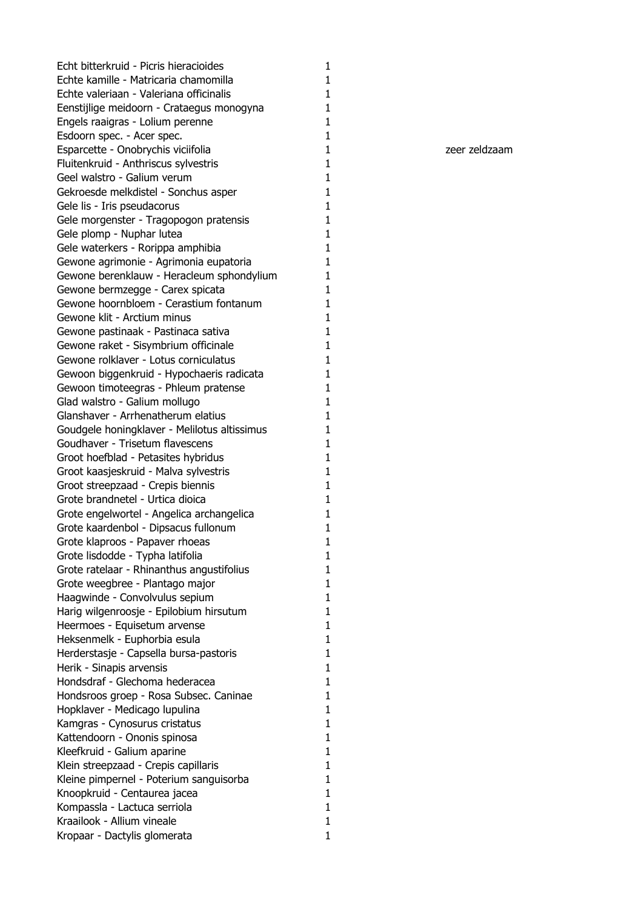| | | |
|---|---|---|
| Echt bitterkruid - Picris hieracioides | 1 | |
| Echte kamille - Matricaria chamomilla | 1 | |
| Echte valeriaan - Valeriana officinalis | 1 | |
| Eenstijlige meidoorn - Crataegus monogyna | 1 | |
| Engels raaigras - Lolium perenne | 1 | |
| Esdoorn spec. - Acer spec. | 1 | |
| Esparcette - Onobrychis viciifolia | 1 | zeer zeldzaam |
| Fluitenkruid - Anthriscus sylvestris | 1 | |
| Geel walstro - Galium verum | 1 | |
| Gekroesde melkdistel - Sonchus asper | 1 | |
| Gele lis - Iris pseudacorus | 1 | |
| Gele morgenster - Tragopogon pratensis | 1 | |
| Gele plomp - Nuphar lutea | 1 | |
| Gele waterkers - Rorippa amphibia | 1 | |
| Gewone agrimonie - Agrimonia eupatoria | 1 | |
| Gewone berenklauw - Heracleum sphondylium | 1 | |
| Gewone bermzegge - Carex spicata | 1 | |
| Gewone hoornbloem - Cerastium fontanum | 1 | |
| Gewone klit - Arctium minus | 1 | |
| Gewone pastinaak - Pastinaca sativa | 1 | |
| Gewone raket - Sisymbrium officinale | 1 | |
| Gewone rolklaver - Lotus corniculatus | 1 | |
| Gewoon biggenkruid - Hypochaeris radicata | 1 | |
| Gewoon timoteegras - Phleum pratense | 1 | |
| Glad walstro - Galium mollugo | 1 | |
| Glanshaver - Arrhenatherum elatius | 1 | |
| Goudgele honingklaver - Melilotus altissimus | 1 | |
| Goudhaver - Trisetum flavescens | 1 | |
| Groot hoefblad - Petasites hybridus | 1 | |
| Groot kaasjeskruid - Malva sylvestris | 1 | |
| Groot streepzaad - Crepis biennis | 1 | |
| Grote brandnetel - Urtica dioica | 1 | |
| Grote engelwortel - Angelica archangelica | 1 | |
| Grote kaardenbol - Dipsacus fullonum | 1 | |
| Grote klaproos - Papaver rhoeas | 1 | |
| Grote lisdodde - Typha latifolia | 1 | |
| Grote ratelaar - Rhinanthus angustifolius | 1 | |
| Grote weegbree - Plantago major | 1 | |
| Haagwinde - Convolvulus sepium | 1 | |
| Harig wilgenroosje - Epilobium hirsutum | 1 | |
| Heermoes - Equisetum arvense | 1 | |
| Heksenmelk - Euphorbia esula | 1 | |
| Herderstasje - Capsella bursa-pastoris | 1 | |
| Herik - Sinapis arvensis | 1 | |
| Hondsdraf - Glechoma hederacea | 1 | |
| Hondsroos groep - Rosa Subsec. Caninae | 1 | |
| Hopklaver - Medicago lupulina | 1 | |
| Kamgras - Cynosurus cristatus | 1 | |
| Kattendoorn - Ononis spinosa | 1 | |
| Kleefkruid - Galium aparine | 1 | |
| Klein streepzaad - Crepis capillaris | 1 | |
| Kleine pimpernel - Poterium sanguisorba | 1 | |
| Knoopkruid - Centaurea jacea | 1 | |
| Kompassla - Lactuca serriola | 1 | |
| Kraailook - Allium vineale | 1 | |
| Kropaar - Dactylis glomerata | 1 | |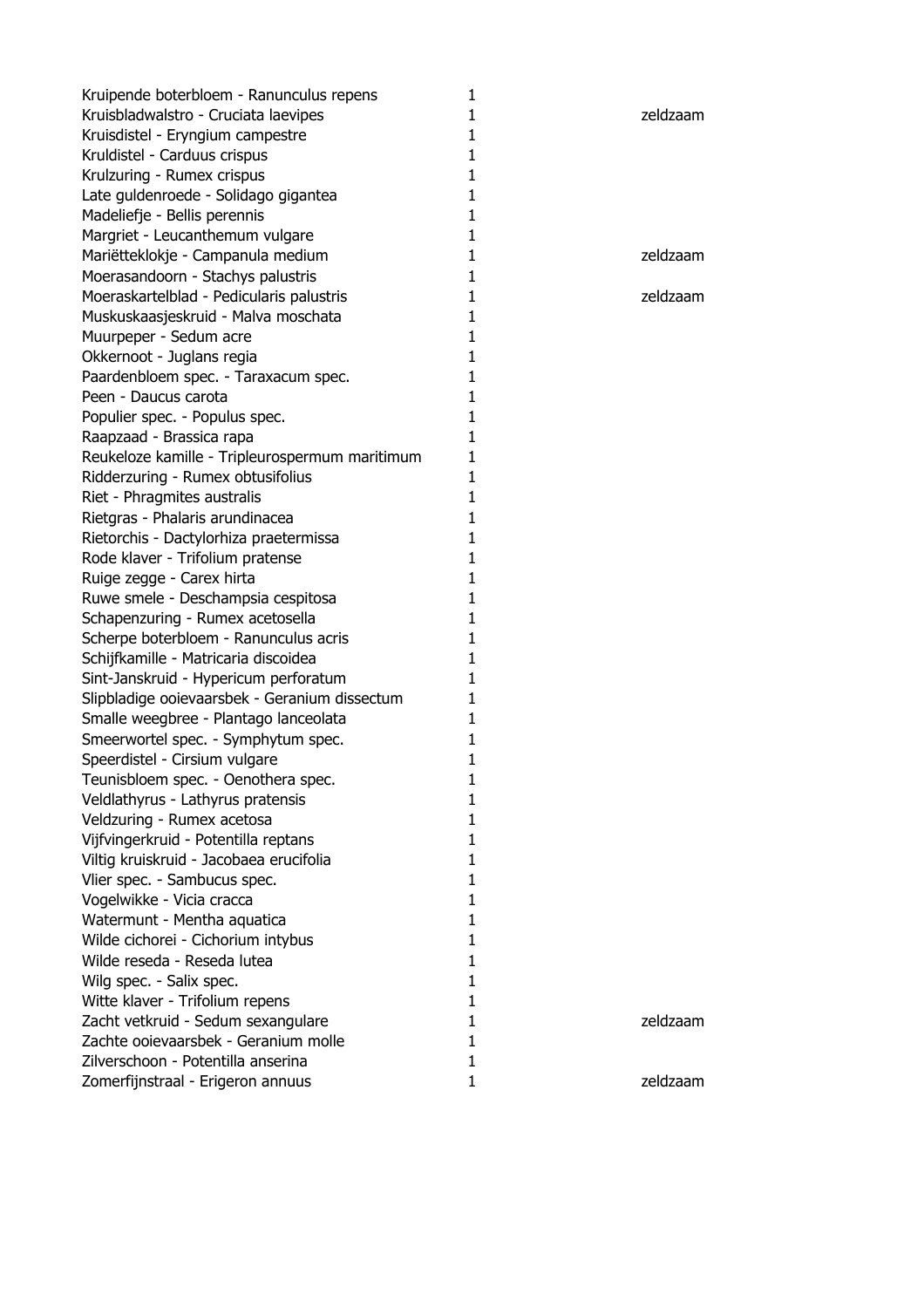| | | |
|---|---|---|
| Kruipende boterbloem - Ranunculus repens | 1 | |
| Kruisbladwalstro - Cruciata laevipes | 1 | zeldzaam |
| Kruisdistel - Eryngium campestre | 1 | |
| Kruldistel - Carduus crispus | 1 | |
| Krulzuring - Rumex crispus | 1 | |
| Late guldenroede - Solidago gigantea | 1 | |
| Madeliefje - Bellis perennis | 1 | |
| Margriet - Leucanthemum vulgare | 1 | |
| Mariëtteklokje - Campanula medium | 1 | zeldzaam |
| Moerasandoorn - Stachys palustris | 1 | |
| Moeraskartelblad - Pedicularis palustris | 1 | zeldzaam |
| Muskuskaasjeskruid - Malva moschata | 1 | |
| Muurpeper - Sedum acre | 1 | |
| Okkernoot - Juglans regia | 1 | |
| Paardenbloem spec. - Taraxacum spec. | 1 | |
| Peen - Daucus carota | 1 | |
| Populier spec. - Populus spec. | 1 | |
| Raapzaad - Brassica rapa | 1 | |
| Reukeloze kamille - Tripleurospermum maritimum | 1 | |
| Ridderzuring - Rumex obtusifolius | 1 | |
| Riet - Phragmites australis | 1 | |
| Rietgras - Phalaris arundinacea | 1 | |
| Rietorchis - Dactylorhiza praetermissa | 1 | |
| Rode klaver - Trifolium pratense | 1 | |
| Ruige zegge - Carex hirta | 1 | |
| Ruwe smele - Deschampsia cespitosa | 1 | |
| Schapenzuring - Rumex acetosella | 1 | |
| Scherpe boterbloem - Ranunculus acris | 1 | |
| Schijfkamille - Matricaria discoidea | 1 | |
| Sint-Janskruid - Hypericum perforatum | 1 | |
| Slipbladige ooievaarsbek - Geranium dissectum | 1 | |
| Smalle weegbree - Plantago lanceolata | 1 | |
| Smeerwortel spec. - Symphytum spec. | 1 | |
| Speerdistel - Cirsium vulgare | 1 | |
| Teunisbloem spec. - Oenothera spec. | 1 | |
| Veldlathyrus - Lathyrus pratensis | 1 | |
| Veldzuring - Rumex acetosa | 1 | |
| Vijfvingerkruid - Potentilla reptans | 1 | |
| Viltig kruiskruid - Jacobaea erucifolia | 1 | |
| Vlier spec. - Sambucus spec. | 1 | |
| Vogelwikke - Vicia cracca | 1 | |
| Watermunt - Mentha aquatica | 1 | |
| Wilde cichorei - Cichorium intybus | 1 | |
| Wilde reseda - Reseda lutea | 1 | |
| Wilg spec. - Salix spec. | 1 | |
| Witte klaver - Trifolium repens | 1 | |
| Zacht vetkruid - Sedum sexangulare | 1 | zeldzaam |
| Zachte ooievaarsbek - Geranium molle | 1 | |
| Zilverschoon - Potentilla anserina | 1 | |
| Zomerfijnstraal - Erigeron annuus | 1 | zeldzaam |